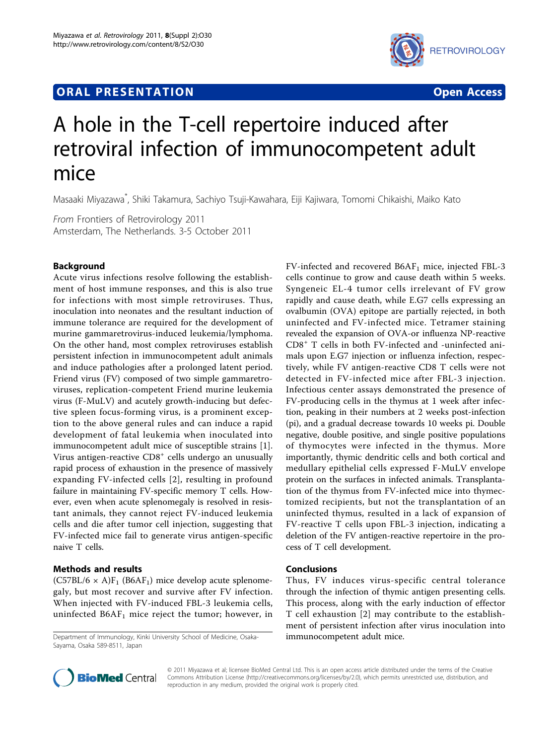## ORAL PRESENTATION

**Open Access**

# A hole in the T-cell repertoire induced after retroviral infection of immunocompetent adult mice

Masaaki Miyazawa*, Shiki Takamura, Sachiyo Tsuji-Kawahara, Eiji Kajiwara, Tomomi Chikaishi, Maiko Kato

*From* Frontiers of Retrovirology 2011
Amsterdam, The Netherlands. 3-5 October 2011

## Background

Acute virus infections resolve following the establishment of host immune responses, and this is also true for infections with most simple retroviruses. Thus, inoculation into neonates and the resultant induction of immune tolerance are required for the development of murine gammaretrovirus-induced leukemia/lymphoma. On the other hand, most complex retroviruses establish persistent infection in immunocompetent adult animals and induce pathologies after a prolonged latent period. Friend virus (FV) composed of two simple gammaretroviruses, replication-competent Friend murine leukemia virus (F-MuLV) and acutely growth-inducing but defective spleen focus-forming virus, is a prominent exception to the above general rules and can induce a rapid development of fatal leukemia when inoculated into immunocompetent adult mice of susceptible strains [1]. Virus antigen-reactive $CD8^+$ cells undergo an unusually rapid process of exhaustion in the presence of massively expanding FV-infected cells [2], resulting in profound failure in maintaining FV-specific memory T cells. However, even when acute splenomegaly is resolved in resistant animals, they cannot reject FV-induced leukemia cells and die after tumor cell injection, suggesting that FV-infected mice fail to generate virus antigen-specific naive T cells.

## Methods and results

$(C57BL/6 \times A)F_1$ ($B6AF_1$) mice develop acute splenomegaly, but most recover and survive after FV infection. When injected with FV-induced FBL-3 leukemia cells, uninfected $B6AF_1$ mice reject the tumor; however, in FV-infected and recovered $B6AF_1$ mice, injected FBL-3 cells continue to grow and cause death within 5 weeks. Syngeneic EL-4 tumor cells irrelevant of FV grow rapidly and cause death, while E.G7 cells expressing an ovalbumin (OVA) epitope are partially rejected, in both uninfected and FV-infected mice. Tetramer staining revealed the expansion of OVA-or influenza NP-reactive $CD8^+$ T cells in both FV-infected and -uninfected animals upon E.G7 injection or influenza infection, respectively, while FV antigen-reactive CD8 T cells were not detected in FV-infected mice after FBL-3 injection. Infectious center assays demonstrated the presence of FV-producing cells in the thymus at 1 week after infection, peaking in their numbers at 2 weeks post-infection (pi), and a gradual decrease towards 10 weeks pi. Double negative, double positive, and single positive populations of thymocytes were infected in the thymus. More importantly, thymic dendritic cells and both cortical and medullary epithelial cells expressed F-MuLV envelope protein on the surfaces in infected animals. Transplantation of the thymus from FV-infected mice into thymectomized recipients, but not the transplantation of an uninfected thymus, resulted in a lack of expansion of FV-reactive T cells upon FBL-3 injection, indicating a deletion of the FV antigen-reactive repertoire in the process of T cell development.

## Conclusions

Thus, FV induces virus-specific central tolerance through the infection of thymic antigen presenting cells. This process, along with the early induction of effector T cell exhaustion [2] may contribute to the establishment of persistent infection after virus inoculation into immunocompetent adult mice.

Department of Immunology, Kinki University School of Medicine, Osaka-Sayama, Osaka 589-8511, Japan

© 2011 Miyazawa et al; licensee BioMed Central Ltd. This is an open access article distributed under the terms of the Creative Commons Attribution License (http://creativecommons.org/licenses/by/2.0), which permits unrestricted use, distribution, and reproduction in any medium, provided the original work is properly cited.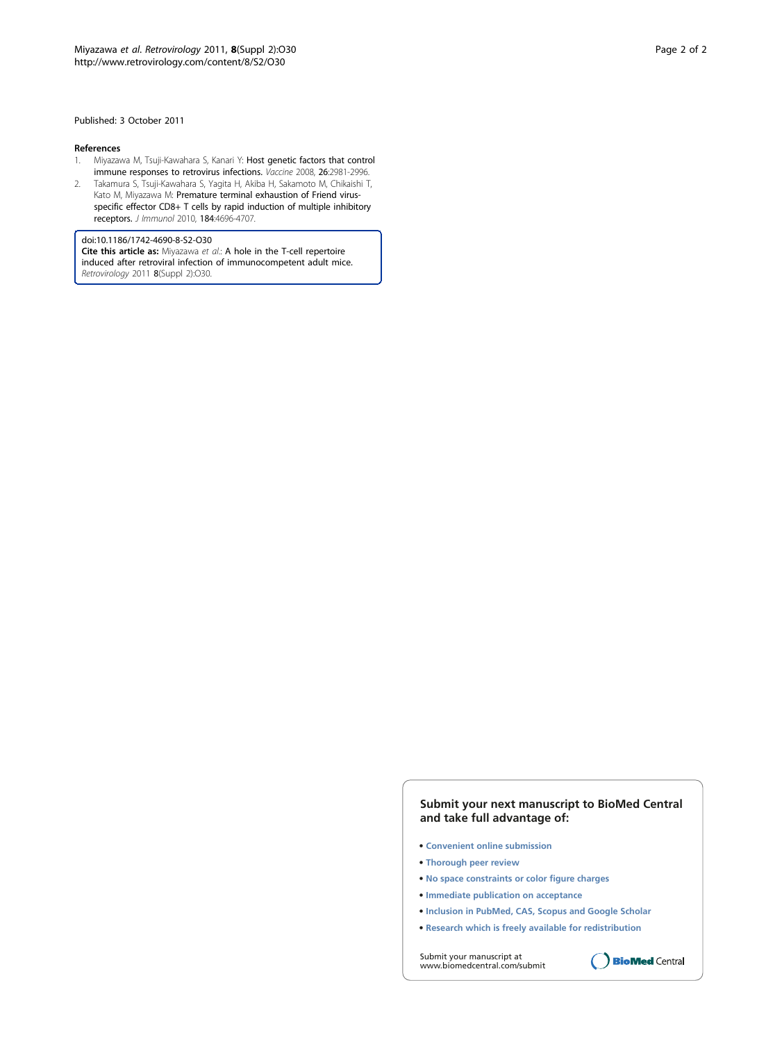Published: 3 October 2011

### References

1. Miyazawa M, Tsuji-Kawahara S, Kanari Y: **Host genetic factors that control immune responses to retrovirus infections.** *Vaccine* 2008, **26**:2981-2996.
2. Takamura S, Tsuji-Kawahara S, Yagita H, Akiba H, Sakamoto M, Chikaishi T, Kato M, Miyazawa M: **Premature terminal exhaustion of Friend virus-specific effector CD8+ T cells by rapid induction of multiple inhibitory receptors.** *J Immunol* 2010, **184**:4696-4707.

doi:10.1186/1742-4690-8-S2-O30
**Cite this article as:** Miyazawa *et al.*: A hole in the T-cell repertoire induced after retroviral infection of immunocompetent adult mice. *Retrovirology* 2011 **8**(Suppl 2):O30.

**Submit your next manuscript to BioMed Central and take full advantage of:**

- **Convenient online submission**
- **Thorough peer review**
- **No space constraints or color figure charges**
- **Immediate publication on acceptance**
- **Inclusion in PubMed, CAS, Scopus and Google Scholar**
- **Research which is freely available for redistribution**

Submit your manuscript at
www.biomedcentral.com/submit

BioMed Central